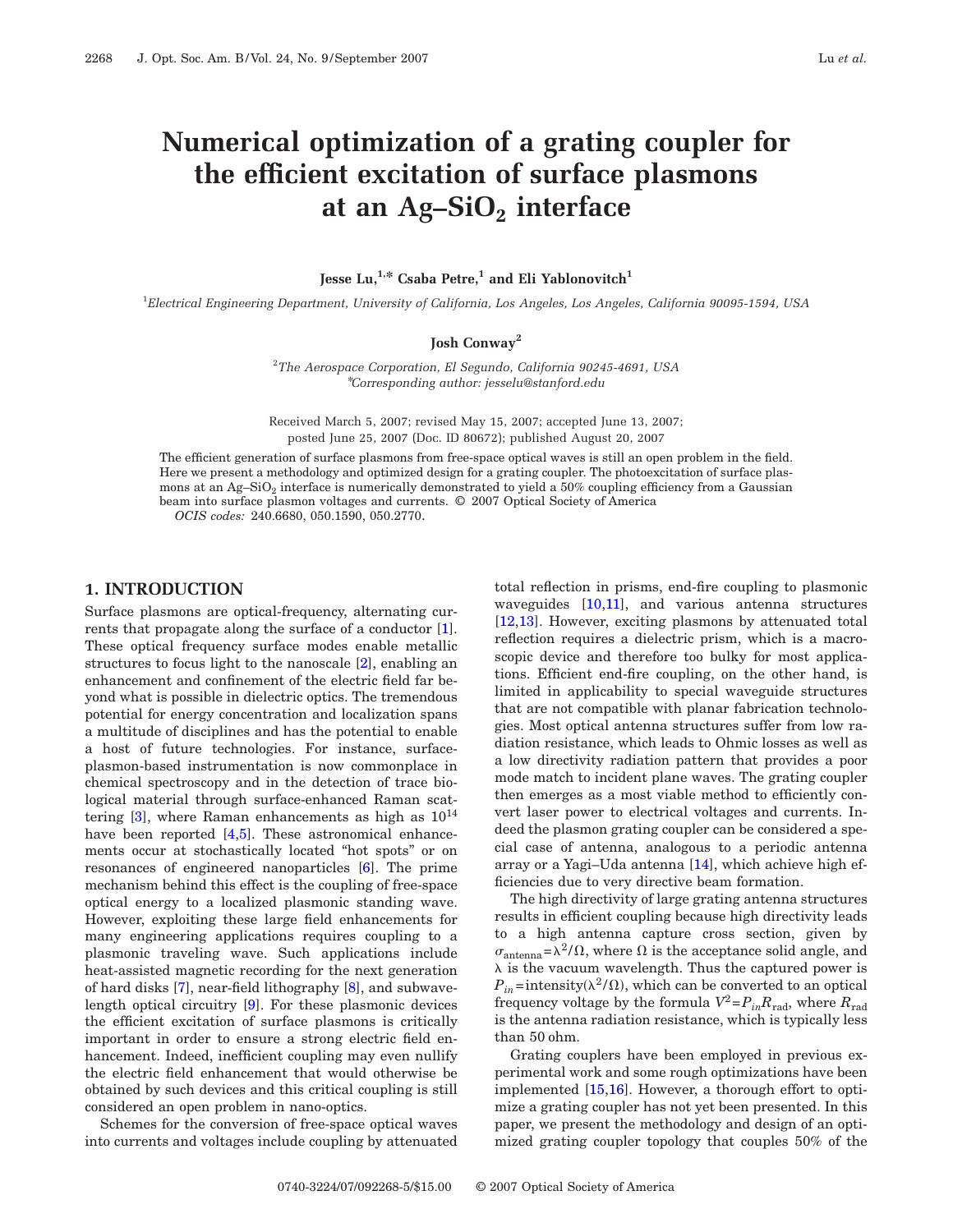# Numerical optimization of a grating coupler for the efficient excitation of surface plasmons at an Ag–$SiO_2$ interface

**Jesse Lu,[1,*] Csaba Petre,[1] and Eli Yablonovitch[1]**

[1]*Electrical Engineering Department, University of California, Los Angeles, Los Angeles, California 90095-1594, USA*

**Josh Conway[2]**

[2]*The Aerospace Corporation, El Segundo, California 90245-4691, USA*
*Corresponding author: jesselu@stanford.edu

Received March 5, 2007; revised May 15, 2007; accepted June 13, 2007; posted June 25, 2007 (Doc. ID 80672); published August 20, 2007

The efficient generation of surface plasmons from free-space optical waves is still an open problem in the field. Here we present a methodology and optimized design for a grating coupler. The photoexcitation of surface plasmons at an Ag–$SiO_2$ interface is numerically demonstrated to yield a 50% coupling efficiency from a Gaussian beam into surface plasmon voltages and currents. © 2007 Optical Society of America

*OCIS codes:* 240.6680, 050.1590, 050.2770.

## 1. INTRODUCTION

Surface plasmons are optical-frequency, alternating currents that propagate along the surface of a conductor [1]. These optical frequency surface modes enable metallic structures to focus light to the nanoscale [2], enabling an enhancement and confinement of the electric field far beyond what is possible in dielectric optics. The tremendous potential for energy concentration and localization spans a multitude of disciplines and has the potential to enable a host of future technologies. For instance, surface-plasmon-based instrumentation is now commonplace in chemical spectroscopy and in the detection of trace biological material through surface-enhanced Raman scattering [3], where Raman enhancements as high as $10^{14}$ have been reported [4,5]. These astronomical enhancements occur at stochastically located "hot spots" or on resonances of engineered nanoparticles [6]. The prime mechanism behind this effect is the coupling of free-space optical energy to a localized plasmonic standing wave. However, exploiting these large field enhancements for many engineering applications requires coupling to a plasmonic traveling wave. Such applications include heat-assisted magnetic recording for the next generation of hard disks [7], near-field lithography [8], and subwavelength optical circuitry [9]. For these plasmonic devices the efficient excitation of surface plasmons is critically important in order to ensure a strong electric field enhancement. Indeed, inefficient coupling may even nullify the electric field enhancement that would otherwise be obtained by such devices and this critical coupling is still considered an open problem in nano-optics.

Schemes for the conversion of free-space optical waves into currents and voltages include coupling by attenuated total reflection in prisms, end-fire coupling to plasmonic waveguides [10,11], and various antenna structures [12,13]. However, exciting plasmons by attenuated total reflection requires a dielectric prism, which is a macroscopic device and therefore too bulky for most applications. Efficient end-fire coupling, on the other hand, is limited in applicability to special waveguide structures that are not compatible with planar fabrication technologies. Most optical antenna structures suffer from low radiation resistance, which leads to Ohmic losses as well as a low directivity radiation pattern that provides a poor mode match to incident plane waves. The grating coupler then emerges as a most viable method to efficiently convert laser power to electrical voltages and currents. Indeed the plasmon grating coupler can be considered a special case of antenna, analogous to a periodic antenna array or a Yagi–Uda antenna [14], which achieve high efficiencies due to very directive beam formation.

The high directivity of large grating antenna structures results in efficient coupling because high directivity leads to a high antenna capture cross section, given by $\sigma_{\text{antenna}}=\lambda^2/\Omega$, where $\Omega$ is the acceptance solid angle, and $\lambda$ is the vacuum wavelength. Thus the captured power is $P_{in}=\text{intensity}(\lambda^2/\Omega)$, which can be converted to an optical frequency voltage by the formula $V^2=P_{in}R_{\text{rad}}$, where $R_{\text{rad}}$ is the antenna radiation resistance, which is typically less than 50 ohm.

Grating couplers have been employed in previous experimental work and some rough optimizations have been implemented [15,16]. However, a thorough effort to optimize a grating coupler has not yet been presented. In this paper, we present the methodology and design of an optimized grating coupler topology that couples 50% of the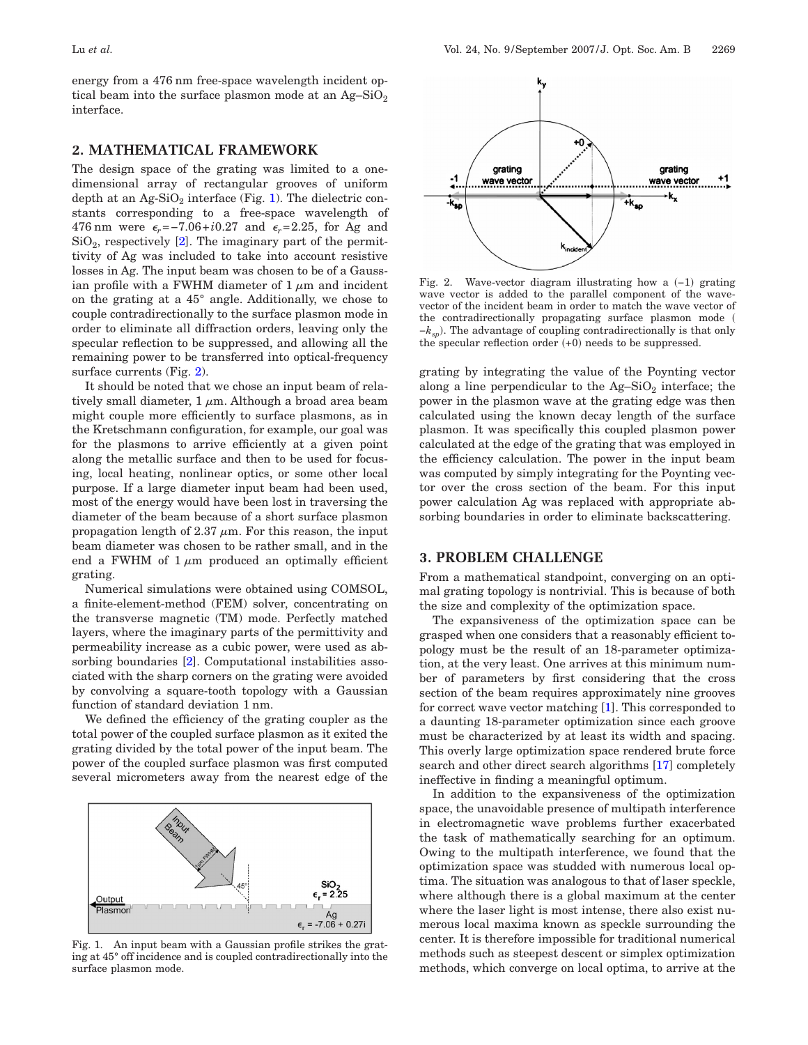energy from a 476 nm free-space wavelength incident optical beam into the surface plasmon mode at an Ag–$SiO_2$ interface.

## 2. MATHEMATICAL FRAMEWORK

The design space of the grating was limited to a one-dimensional array of rectangular grooves of uniform depth at an Ag-$SiO_2$ interface (Fig. 1). The dielectric constants corresponding to a free-space wavelength of 476 nm were $\epsilon_r = -7.06 + i0.27$ and $\epsilon_r = 2.25$, for Ag and $SiO_2$, respectively [2]. The imaginary part of the permittivity of Ag was included to take into account resistive losses in Ag. The input beam was chosen to be of a Gaussian profile with a FWHM diameter of 1 $\mu$m and incident on the grating at a 45° angle. Additionally, we chose to couple contradirectionally to the surface plasmon mode in order to eliminate all diffraction orders, leaving only the specular reflection to be suppressed, and allowing all the remaining power to be transferred into optical-frequency surface currents (Fig. 2).

It should be noted that we chose an input beam of relatively small diameter, 1 $\mu$m. Although a broad area beam might couple more efficiently to surface plasmons, as in the Kretschmann configuration, for example, our goal was for the plasmons to arrive efficiently at a given point along the metallic surface and then to be used for focusing, local heating, nonlinear optics, or some other local purpose. If a large diameter input beam had been used, most of the energy would have been lost in traversing the diameter of the beam because of a short surface plasmon propagation length of 2.37 $\mu$m. For this reason, the input beam diameter was chosen to be rather small, and in the end a FWHM of 1 $\mu$m produced an optimally efficient grating.

Numerical simulations were obtained using COMSOL, a finite-element-method (FEM) solver, concentrating on the transverse magnetic (TM) mode. Perfectly matched layers, where the imaginary parts of the permittivity and permeability increase as a cubic power, were used as absorbing boundaries [2]. Computational instabilities associated with the sharp corners on the grating were avoided by convolving a square-tooth topology with a Gaussian function of standard deviation 1 nm.

We defined the efficiency of the grating coupler as the total power of the coupled surface plasmon as it exited the grating divided by the total power of the input beam. The power of the coupled surface plasmon was first computed several micrometers away from the nearest edge of the grating by integrating the value of the Poynting vector along a line perpendicular to the Ag–$SiO_2$ interface; the power in the plasmon wave at the grating edge was then calculated using the known decay length of the surface plasmon. It was specifically this coupled plasmon power calculated at the edge of the grating that was employed in the efficiency calculation. The power in the input beam was computed by simply integrating for the Poynting vector over the cross section of the beam. For this input power calculation Ag was replaced with appropriate absorbing boundaries in order to eliminate backscattering.

Fig. 1. An input beam with a Gaussian profile strikes the grating at 45° off incidence and is coupled contradirectionally into the surface plasmon mode.

Fig. 2. Wave-vector diagram illustrating how a (−1) grating wave vector is added to the parallel component of the wave-vector of the incident beam in order to match the wave vector of the contradirectionally propagating surface plasmon mode ($-k_{sp}$). The advantage of coupling contradirectionally is that only the specular reflection order (+0) needs to be suppressed.

## 3. PROBLEM CHALLENGE

From a mathematical standpoint, converging on an optimal grating topology is nontrivial. This is because of both the size and complexity of the optimization space.

The expansiveness of the optimization space can be grasped when one considers that a reasonably efficient topology must be the result of an 18-parameter optimization, at the very least. One arrives at this minimum number of parameters by first considering that the cross section of the beam requires approximately nine grooves for correct wave vector matching [1]. This corresponded to a daunting 18-parameter optimization since each groove must be characterized by at least its width and spacing. This overly large optimization space rendered brute force search and other direct search algorithms [17] completely ineffective in finding a meaningful optimum.

In addition to the expansiveness of the optimization space, the unavoidable presence of multipath interference in electromagnetic wave problems further exacerbated the task of mathematically searching for an optimum. Owing to the multipath interference, we found that the optimization space was studded with numerous local optima. The situation was analogous to that of laser speckle, where although there is a global maximum at the center where the laser light is most intense, there also exist numerous local maxima known as speckle surrounding the center. It is therefore impossible for traditional numerical methods such as steepest descent or simplex optimization methods, which converge on local optima, to arrive at the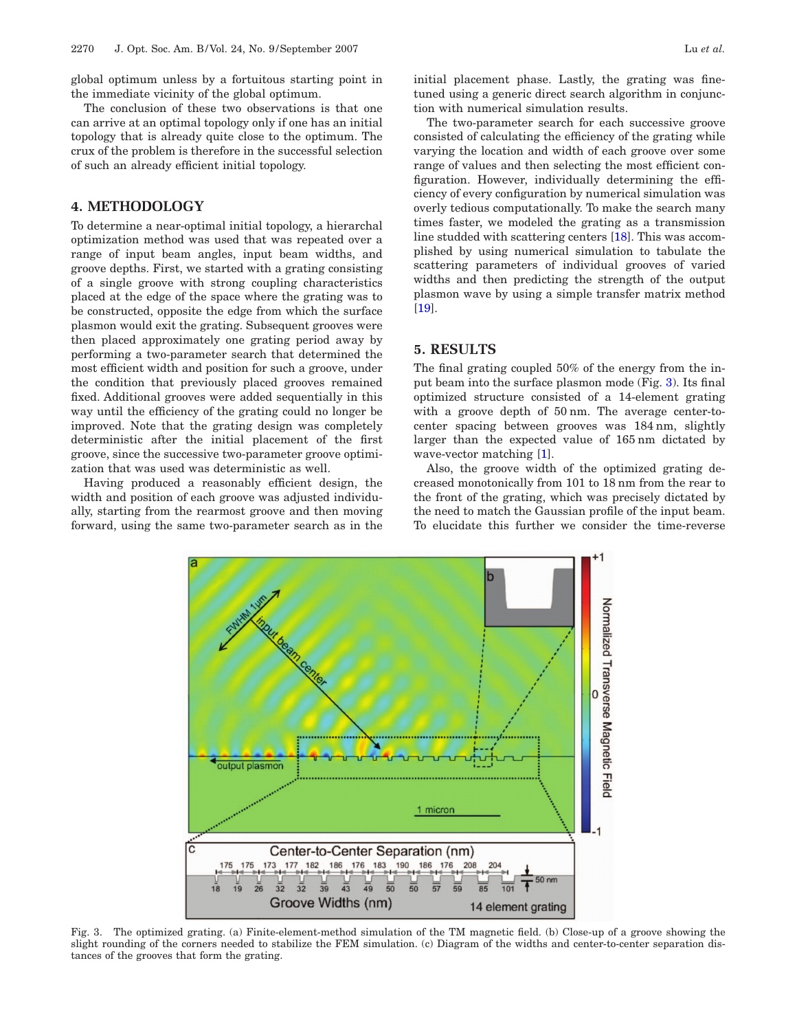global optimum unless by a fortuitous starting point in the immediate vicinity of the global optimum.

The conclusion of these two observations is that one can arrive at an optimal topology only if one has an initial topology that is already quite close to the optimum. The crux of the problem is therefore in the successful selection of such an already efficient initial topology.

## 4. METHODOLOGY

To determine a near-optimal initial topology, a hierarchal optimization method was used that was repeated over a range of input beam angles, input beam widths, and groove depths. First, we started with a grating consisting of a single groove with strong coupling characteristics placed at the edge of the space where the grating was to be constructed, opposite the edge from which the surface plasmon would exit the grating. Subsequent grooves were then placed approximately one grating period away by performing a two-parameter search that determined the most efficient width and position for such a groove, under the condition that previously placed grooves remained fixed. Additional grooves were added sequentially in this way until the efficiency of the grating could no longer be improved. Note that the grating design was completely deterministic after the initial placement of the first groove, since the successive two-parameter groove optimization that was used was deterministic as well.

Having produced a reasonably efficient design, the width and position of each groove was adjusted individually, starting from the rearmost groove and then moving forward, using the same two-parameter search as in the initial placement phase. Lastly, the grating was fine-tuned using a generic direct search algorithm in conjunction with numerical simulation results.

The two-parameter search for each successive groove consisted of calculating the efficiency of the grating while varying the location and width of each groove over some range of values and then selecting the most efficient configuration. However, individually determining the efficiency of every configuration by numerical simulation was overly tedious computationally. To make the search many times faster, we modeled the grating as a transmission line studded with scattering centers [18]. This was accomplished by using numerical simulation to tabulate the scattering parameters of individual grooves of varied widths and then predicting the strength of the output plasmon wave by using a simple transfer matrix method [19].

## 5. RESULTS

The final grating coupled 50% of the energy from the input beam into the surface plasmon mode (Fig. 3). Its final optimized structure consisted of a 14-element grating with a groove depth of 50 nm. The average center-to-center spacing between grooves was 184 nm, slightly larger than the expected value of 165 nm dictated by wave-vector matching [1].

Also, the groove width of the optimized grating decreased monotonically from 101 to 18 nm from the rear to the front of the grating, which was precisely dictated by the need to match the Gaussian profile of the input beam. To elucidate this further we consider the time-reverse

a

b

FWHM 1um

input beam center

output plasmon

1 micron

+1

0

-1

Normalized Transverse Magnetic Field

c

Center-to-Center Separation (nm)

175 175 173 177 182 186 176 183 190 186 176 208 204

18 19 26 32 32 39 43 49 50 50 57 59 85 101

50 nm

Groove Widths (nm)

14 element grating

Fig. 3. The optimized grating. (a) Finite-element-method simulation of the TM magnetic field. (b) Close-up of a groove showing the slight rounding of the corners needed to stabilize the FEM simulation. (c) Diagram of the widths and center-to-center separation distances of the grooves that form the grating.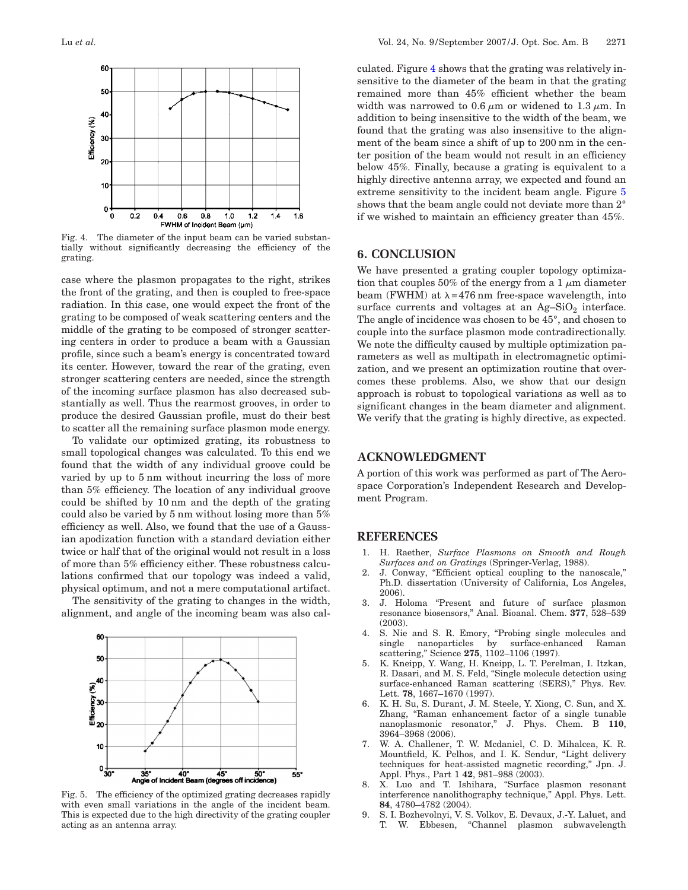Fig. 4. The diameter of the input beam can be varied substantially without significantly decreasing the efficiency of the grating.

case where the plasmon propagates to the right, strikes the front of the grating, and then is coupled to free-space radiation. In this case, one would expect the front of the grating to be composed of weak scattering centers and the middle of the grating to be composed of stronger scattering centers in order to produce a beam with a Gaussian profile, since such a beam's energy is concentrated toward its center. However, toward the rear of the grating, even stronger scattering centers are needed, since the strength of the incoming surface plasmon has also decreased substantially as well. Thus the rearmost grooves, in order to produce the desired Gaussian profile, must do their best to scatter all the remaining surface plasmon mode energy.

To validate our optimized grating, its robustness to small topological changes was calculated. To this end we found that the width of any individual groove could be varied by up to 5 nm without incurring the loss of more than 5% efficiency. The location of any individual groove could be shifted by 10 nm and the depth of the grating could also be varied by 5 nm without losing more than 5% efficiency as well. Also, we found that the use of a Gaussian apodization function with a standard deviation either twice or half that of the original would not result in a loss of more than 5% efficiency either. These robustness calculations confirmed that our topology was indeed a valid, physical optimum, and not a mere computational artifact.

The sensitivity of the grating to changes in the width, alignment, and angle of the incoming beam was also calculated. Figure 4 shows that the grating was relatively insensitive to the diameter of the beam in that the grating remained more than 45% efficient whether the beam width was narrowed to 0.6 $\mu$m or widened to 1.3 $\mu$m. In addition to being insensitive to the width of the beam, we found that the grating was also insensitive to the alignment of the beam since a shift of up to 200 nm in the center position of the beam would not result in an efficiency below 45%. Finally, because a grating is equivalent to a highly directive antenna array, we expected and found an extreme sensitivity to the incident beam angle. Figure 5 shows that the beam angle could not deviate more than 2° if we wished to maintain an efficiency greater than 45%.

Fig. 5. The efficiency of the optimized grating decreases rapidly with even small variations in the angle of the incident beam. This is expected due to the high directivity of the grating coupler acting as an antenna array.

## 6. CONCLUSION

We have presented a grating coupler topology optimization that couples 50% of the energy from a 1 $\mu$m diameter beam (FWHM) at $\lambda = 476$ nm free-space wavelength, into surface currents and voltages at an Ag–$SiO_2$ interface. The angle of incidence was chosen to be 45°, and chosen to couple into the surface plasmon mode contradirectionally. We note the difficulty caused by multiple optimization parameters as well as multipath in electromagnetic optimization, and we present an optimization routine that overcomes these problems. Also, we show that our design approach is robust to topological variations as well as to significant changes in the beam diameter and alignment. We verify that the grating is highly directive, as expected.

## ACKNOWLEDGMENT

A portion of this work was performed as part of The Aerospace Corporation's Independent Research and Development Program.

## REFERENCES

1. H. Raether, *Surface Plasmons on Smooth and Rough Surfaces and on Gratings* (Springer-Verlag, 1988).
2. J. Conway, "Efficient optical coupling to the nanoscale," Ph.D. dissertation (University of California, Los Angeles, 2006).
3. J. Holoma "Present and future of surface plasmon resonance biosensors," Anal. Bioanal. Chem. **377**, 528–539 (2003).
4. S. Nie and S. R. Emory, "Probing single molecules and single nanoparticles by surface-enhanced Raman scattering," Science **275**, 1102–1106 (1997).
5. K. Kneipp, Y. Wang, H. Kneipp, L. T. Perelman, I. Itzkan, R. Dasari, and M. S. Feld, "Single molecule detection using surface-enhanced Raman scattering (SERS)," Phys. Rev. Lett. **78**, 1667–1670 (1997).
6. K. H. Su, S. Durant, J. M. Steele, Y. Xiong, C. Sun, and X. Zhang, "Raman enhancement factor of a single tunable nanoplasmonic resonator," J. Phys. Chem. B **110**, 3964–3968 (2006).
7. W. A. Challener, T. W. Mcdaniel, C. D. Mihalcea, K. R. Mountfield, K. Pelhos, and I. K. Sendur, "Light delivery techniques for heat-assisted magnetic recording," Jpn. J. Appl. Phys., Part 1 **42**, 981–988 (2003).
8. X. Luo and T. Ishihara, "Surface plasmon resonant interference nanolithography technique," Appl. Phys. Lett. **84**, 4780–4782 (2004).
9. S. I. Bozhevolnyi, V. S. Volkov, E. Devaux, J.-Y. Laluet, and T. W. Ebbesen, "Channel plasmon subwavelength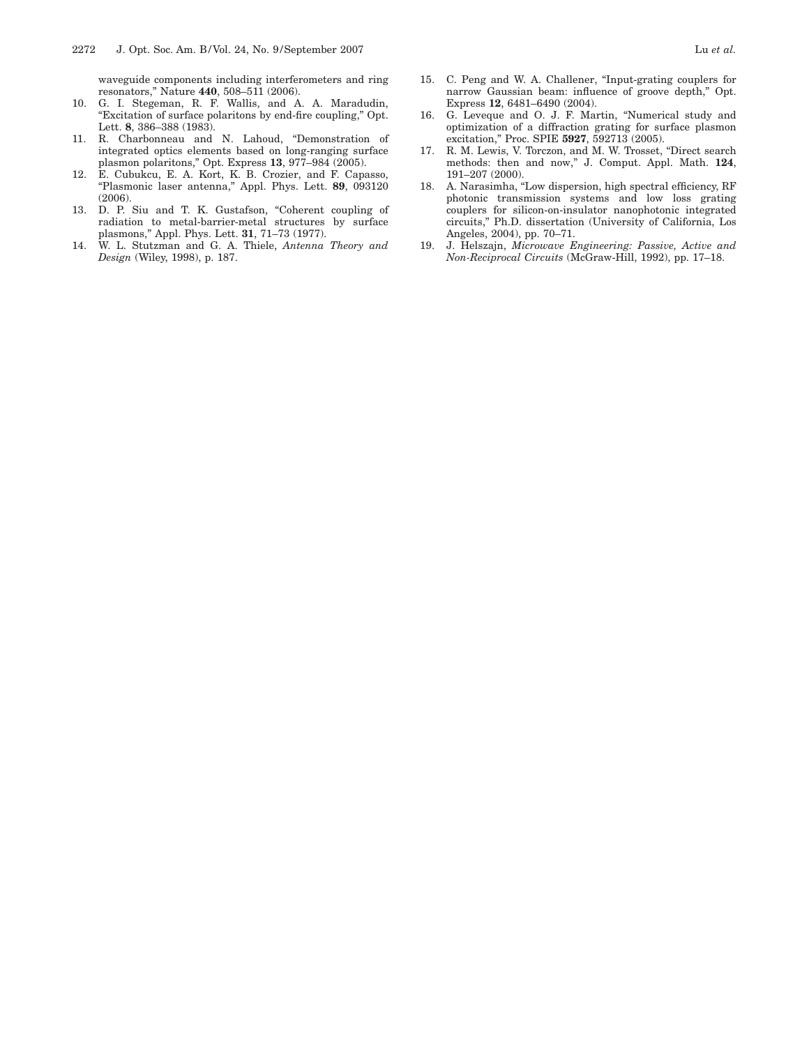waveguide components including interferometers and ring resonators," Nature **440**, 508–511 (2006).

10. G. I. Stegeman, R. F. Wallis, and A. A. Maradudin, "Excitation of surface polaritons by end-fire coupling," Opt. Lett. **8**, 386–388 (1983).
11. R. Charbonneau and N. Lahoud, "Demonstration of integrated optics elements based on long-ranging surface plasmon polaritons," Opt. Express **13**, 977–984 (2005).
12. E. Cubukcu, E. A. Kort, K. B. Crozier, and F. Capasso, "Plasmonic laser antenna," Appl. Phys. Lett. **89**, 093120 (2006).
13. D. P. Siu and T. K. Gustafson, "Coherent coupling of radiation to metal-barrier-metal structures by surface plasmons," Appl. Phys. Lett. **31**, 71–73 (1977).
14. W. L. Stutzman and G. A. Thiele, *Antenna Theory and Design* (Wiley, 1998), p. 187.
15. C. Peng and W. A. Challener, "Input-grating couplers for narrow Gaussian beam: influence of groove depth," Opt. Express **12**, 6481–6490 (2004).
16. G. Leveque and O. J. F. Martin, "Numerical study and optimization of a diffraction grating for surface plasmon excitation," Proc. SPIE **5927**, 592713 (2005).
17. R. M. Lewis, V. Torczon, and M. W. Trosset, "Direct search methods: then and now," J. Comput. Appl. Math. **124**, 191–207 (2000).
18. A. Narasimha, "Low dispersion, high spectral efficiency, RF photonic transmission systems and low loss grating couplers for silicon-on-insulator nanophotonic integrated circuits," Ph.D. dissertation (University of California, Los Angeles, 2004), pp. 70–71.
19. J. Helszajn, *Microwave Engineering: Passive, Active and Non-Reciprocal Circuits* (McGraw-Hill, 1992), pp. 17–18.